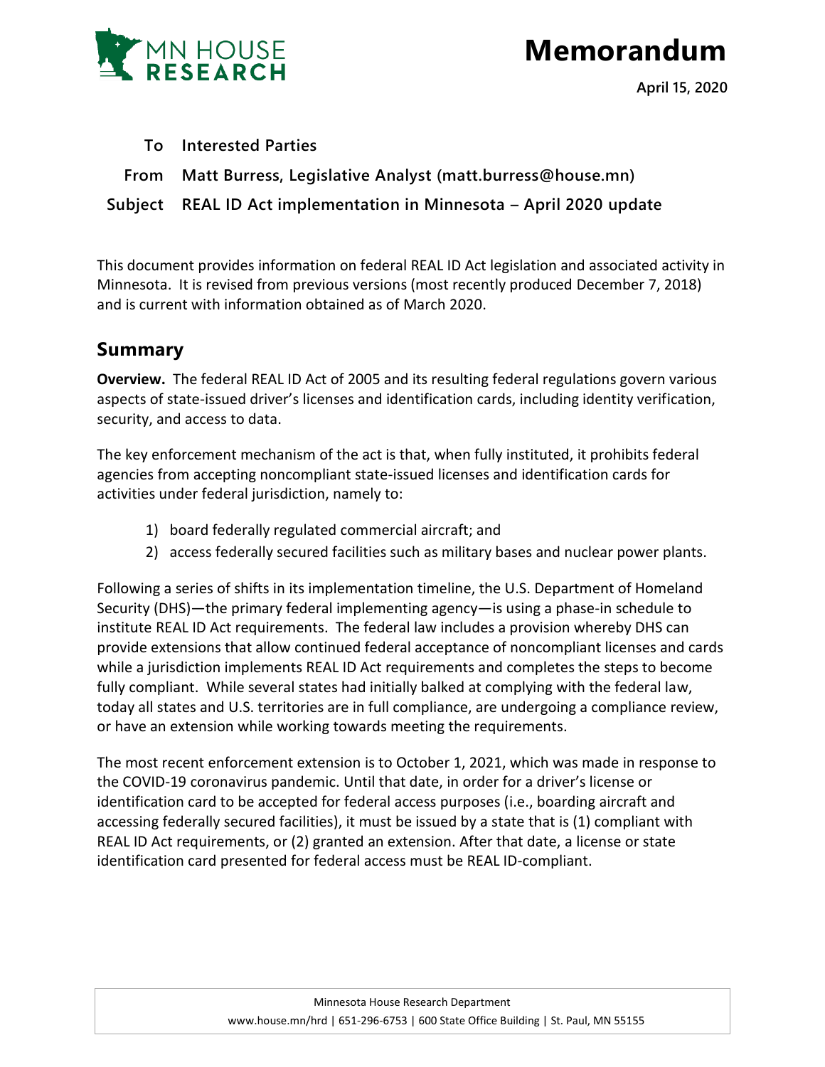# Memorandum

**April 15, 2020**

**To** Interested Parties

**From** Matt Burress, Legislative Analyst (matt.burress@house.mn)

**Subject** REAL ID Act implementation in Minnesota – April 2020 update

This document provides information on federal REAL ID Act legislation and associated activity in Minnesota. It is revised from previous versions (most recently produced December 7, 2018) and is current with information obtained as of March 2020.

## Summary

**Overview.** The federal REAL ID Act of 2005 and its resulting federal regulations govern various aspects of state-issued driver's licenses and identification cards, including identity verification, security, and access to data.

The key enforcement mechanism of the act is that, when fully instituted, it prohibits federal agencies from accepting noncompliant state-issued licenses and identification cards for activities under federal jurisdiction, namely to:

1) board federally regulated commercial aircraft; and
2) access federally secured facilities such as military bases and nuclear power plants.

Following a series of shifts in its implementation timeline, the U.S. Department of Homeland Security (DHS)—the primary federal implementing agency—is using a phase-in schedule to institute REAL ID Act requirements. The federal law includes a provision whereby DHS can provide extensions that allow continued federal acceptance of noncompliant licenses and cards while a jurisdiction implements REAL ID Act requirements and completes the steps to become fully compliant. While several states had initially balked at complying with the federal law, today all states and U.S. territories are in full compliance, are undergoing a compliance review, or have an extension while working towards meeting the requirements.

The most recent enforcement extension is to October 1, 2021, which was made in response to the COVID-19 coronavirus pandemic. Until that date, in order for a driver's license or identification card to be accepted for federal access purposes (i.e., boarding aircraft and accessing federally secured facilities), it must be issued by a state that is (1) compliant with REAL ID Act requirements, or (2) granted an extension. After that date, a license or state identification card presented for federal access must be REAL ID-compliant.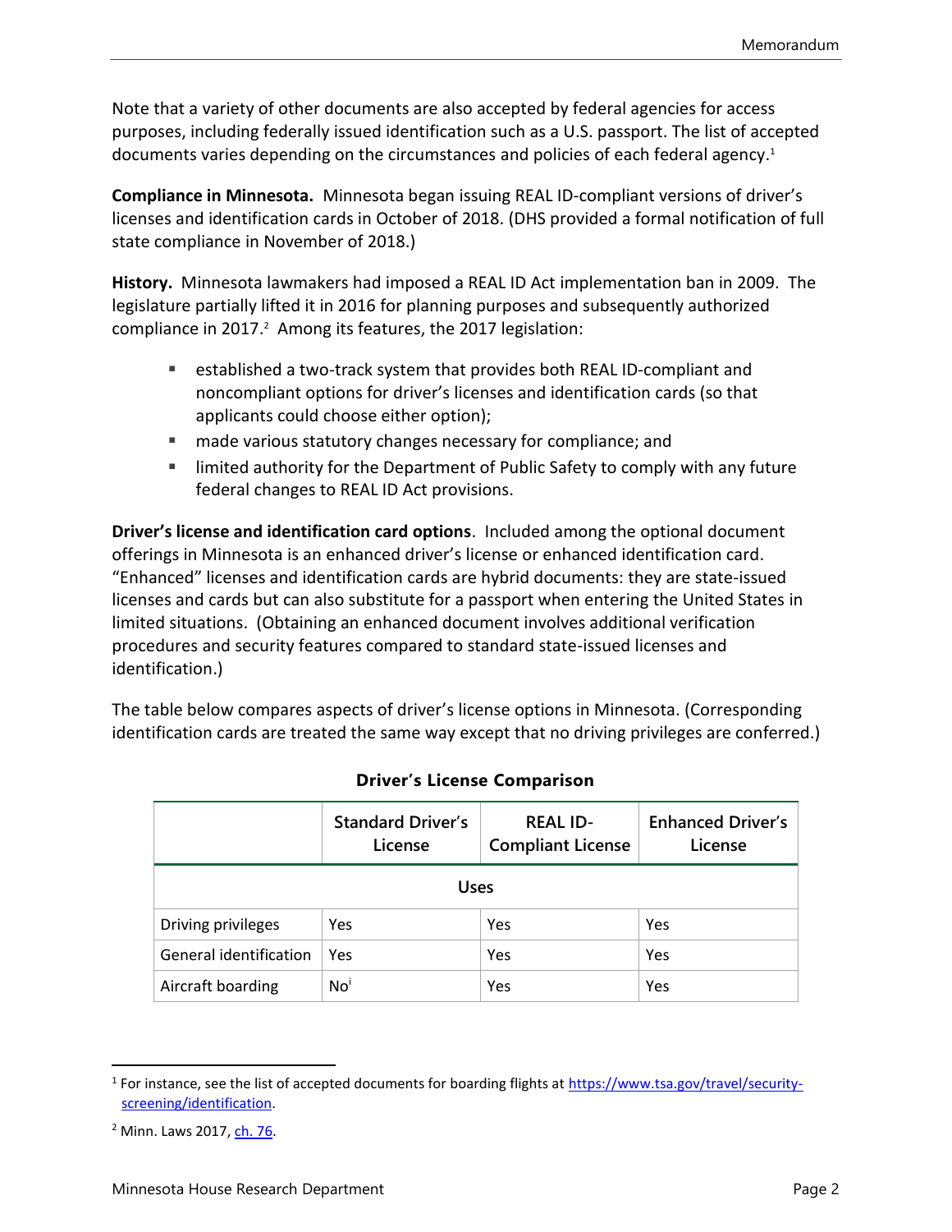Note that a variety of other documents are also accepted by federal agencies for access purposes, including federally issued identification such as a U.S. passport. The list of accepted documents varies depending on the circumstances and policies of each federal agency.[1]

**Compliance in Minnesota.** Minnesota began issuing REAL ID-compliant versions of driver's licenses and identification cards in October of 2018. (DHS provided a formal notification of full state compliance in November of 2018.)

**History.** Minnesota lawmakers had imposed a REAL ID Act implementation ban in 2009. The legislature partially lifted it in 2016 for planning purposes and subsequently authorized compliance in 2017.[2] Among its features, the 2017 legislation:

- established a two-track system that provides both REAL ID-compliant and noncompliant options for driver's licenses and identification cards (so that applicants could choose either option);
- made various statutory changes necessary for compliance; and
- limited authority for the Department of Public Safety to comply with any future federal changes to REAL ID Act provisions.

**Driver's license and identification card options**. Included among the optional document offerings in Minnesota is an enhanced driver's license or enhanced identification card. "Enhanced" licenses and identification cards are hybrid documents: they are state-issued licenses and cards but can also substitute for a passport when entering the United States in limited situations. (Obtaining an enhanced document involves additional verification procedures and security features compared to standard state-issued licenses and identification.)

The table below compares aspects of driver's license options in Minnesota. (Corresponding identification cards are treated the same way except that no driving privileges are conferred.)

**Driver's License Comparison**

| | Standard Driver's License | REAL ID-Compliant License | Enhanced Driver's License |
|---|---|---|---|
| **Uses** | | | |
| Driving privileges | Yes | Yes | Yes |
| General identification | Yes | Yes | Yes |
| Aircraft boarding | No[i] | Yes | Yes |

[1] For instance, see the list of accepted documents for boarding flights at https://www.tsa.gov/travel/security-screening/identification.

[2] Minn. Laws 2017, ch. 76.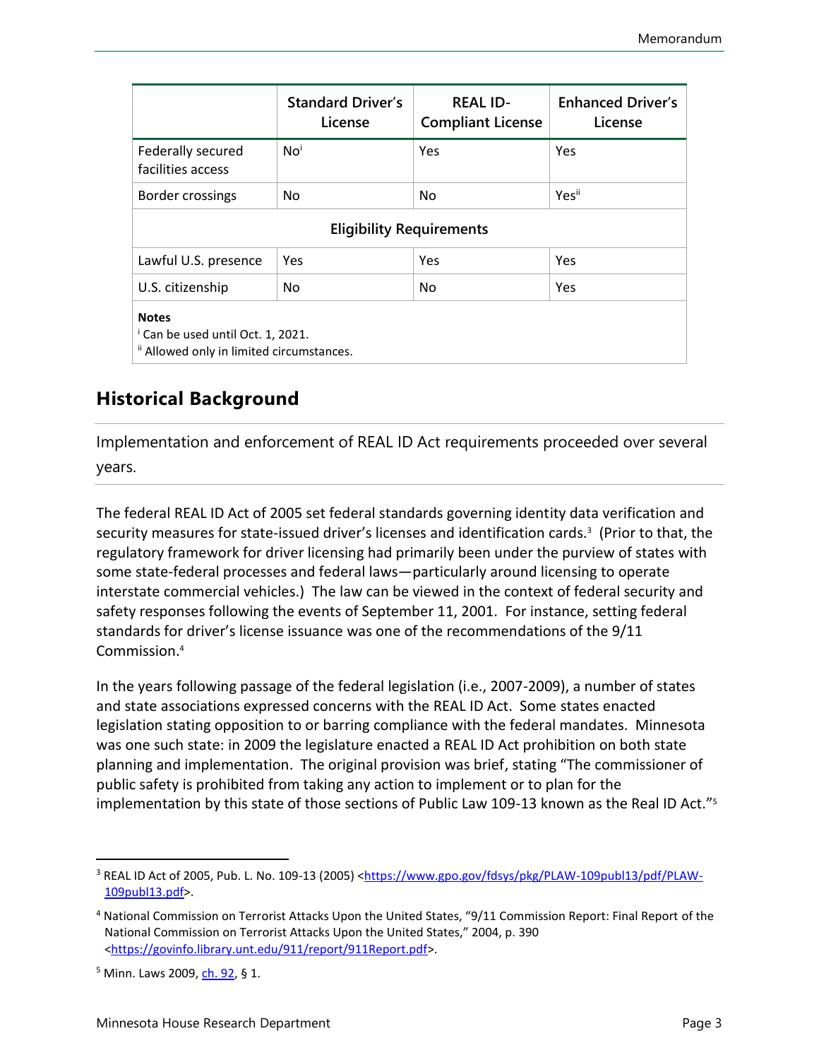| | Standard Driver's License | REAL ID-Compliant License | Enhanced Driver's License |
|---|---|---|---|
| Federally secured facilities access | No[i] | Yes | Yes |
| Border crossings | No | No | Yes[ii] |
| **Eligibility Requirements** | | | |
| Lawful U.S. presence | Yes | Yes | Yes |
| U.S. citizenship | No | No | Yes |

**Notes**
[i] Can be used until Oct. 1, 2021.
[ii] Allowed only in limited circumstances.

## Historical Background

Implementation and enforcement of REAL ID Act requirements proceeded over several years.

The federal REAL ID Act of 2005 set federal standards governing identity data verification and security measures for state-issued driver's licenses and identification cards.[3] (Prior to that, the regulatory framework for driver licensing had primarily been under the purview of states with some state-federal processes and federal laws—particularly around licensing to operate interstate commercial vehicles.) The law can be viewed in the context of federal security and safety responses following the events of September 11, 2001. For instance, setting federal standards for driver's license issuance was one of the recommendations of the 9/11 Commission.[4]

In the years following passage of the federal legislation (i.e., 2007-2009), a number of states and state associations expressed concerns with the REAL ID Act. Some states enacted legislation stating opposition to or barring compliance with the federal mandates. Minnesota was one such state: in 2009 the legislature enacted a REAL ID Act prohibition on both state planning and implementation. The original provision was brief, stating "The commissioner of public safety is prohibited from taking any action to implement or to plan for the implementation by this state of those sections of Public Law 109-13 known as the Real ID Act."[5]

[3] REAL ID Act of 2005, Pub. L. No. 109-13 (2005) <https://www.gpo.gov/fdsys/pkg/PLAW-109publ13/pdf/PLAW-109publ13.pdf>.

[4] National Commission on Terrorist Attacks Upon the United States, "9/11 Commission Report: Final Report of the National Commission on Terrorist Attacks Upon the United States," 2004, p. 390 <https://govinfo.library.unt.edu/911/report/911Report.pdf>.

[5] Minn. Laws 2009, ch. 92, § 1.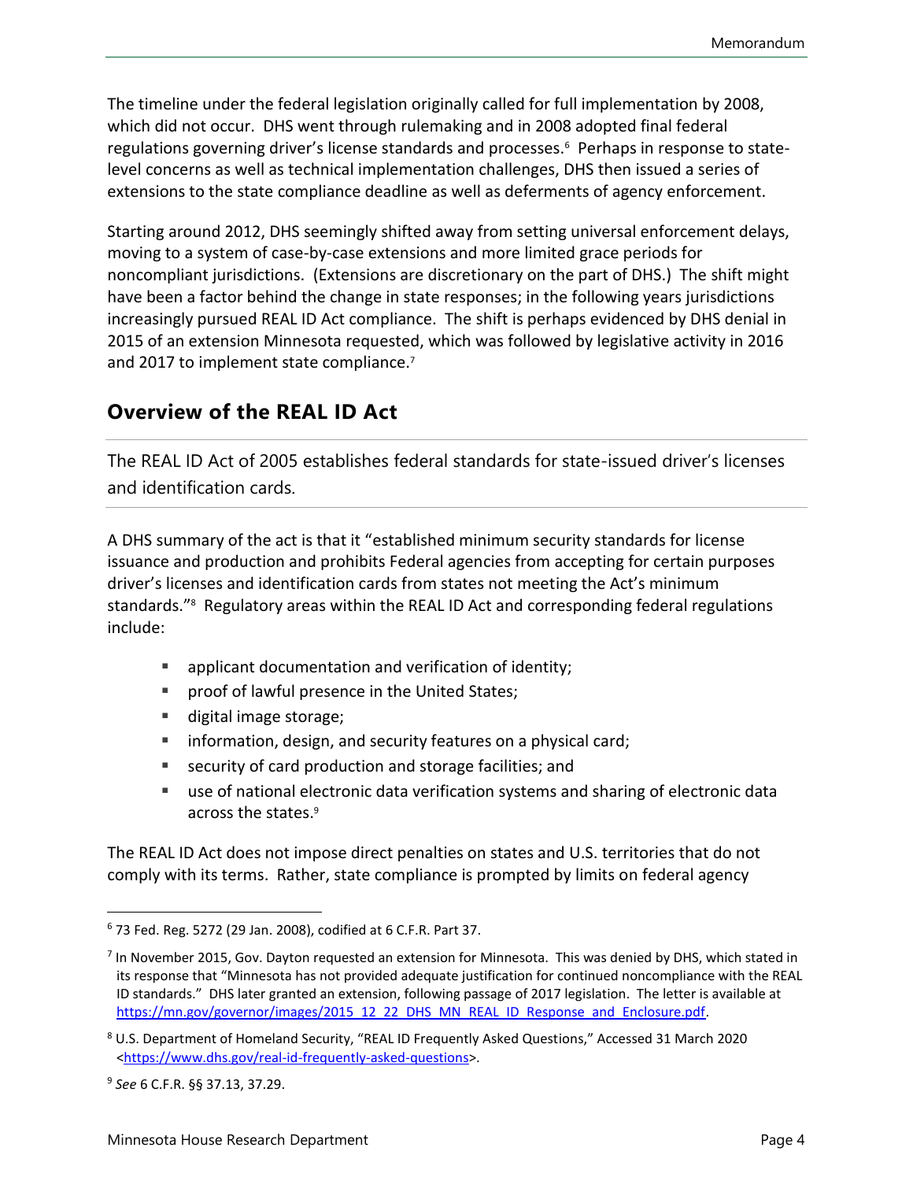The timeline under the federal legislation originally called for full implementation by 2008, which did not occur. DHS went through rulemaking and in 2008 adopted final federal regulations governing driver's license standards and processes.[6] Perhaps in response to state-level concerns as well as technical implementation challenges, DHS then issued a series of extensions to the state compliance deadline as well as deferments of agency enforcement.

Starting around 2012, DHS seemingly shifted away from setting universal enforcement delays, moving to a system of case-by-case extensions and more limited grace periods for noncompliant jurisdictions. (Extensions are discretionary on the part of DHS.) The shift might have been a factor behind the change in state responses; in the following years jurisdictions increasingly pursued REAL ID Act compliance. The shift is perhaps evidenced by DHS denial in 2015 of an extension Minnesota requested, which was followed by legislative activity in 2016 and 2017 to implement state compliance.[7]

## Overview of the REAL ID Act

The REAL ID Act of 2005 establishes federal standards for state-issued driver's licenses and identification cards.

A DHS summary of the act is that it "established minimum security standards for license issuance and production and prohibits Federal agencies from accepting for certain purposes driver's licenses and identification cards from states not meeting the Act's minimum standards."[8] Regulatory areas within the REAL ID Act and corresponding federal regulations include:

- applicant documentation and verification of identity;
- proof of lawful presence in the United States;
- digital image storage;
- information, design, and security features on a physical card;
- security of card production and storage facilities; and
- use of national electronic data verification systems and sharing of electronic data across the states.[9]

The REAL ID Act does not impose direct penalties on states and U.S. territories that do not comply with its terms. Rather, state compliance is prompted by limits on federal agency

---

[6] 73 Fed. Reg. 5272 (29 Jan. 2008), codified at 6 C.F.R. Part 37.

[7] In November 2015, Gov. Dayton requested an extension for Minnesota. This was denied by DHS, which stated in its response that "Minnesota has not provided adequate justification for continued noncompliance with the REAL ID standards." DHS later granted an extension, following passage of 2017 legislation. The letter is available at https://mn.gov/governor/images/2015_12_22_DHS_MN_REAL_ID_Response_and_Enclosure.pdf.

[8] U.S. Department of Homeland Security, "REAL ID Frequently Asked Questions," Accessed 31 March 2020 <https://www.dhs.gov/real-id-frequently-asked-questions>.

[9] *See* 6 C.F.R. §§ 37.13, 37.29.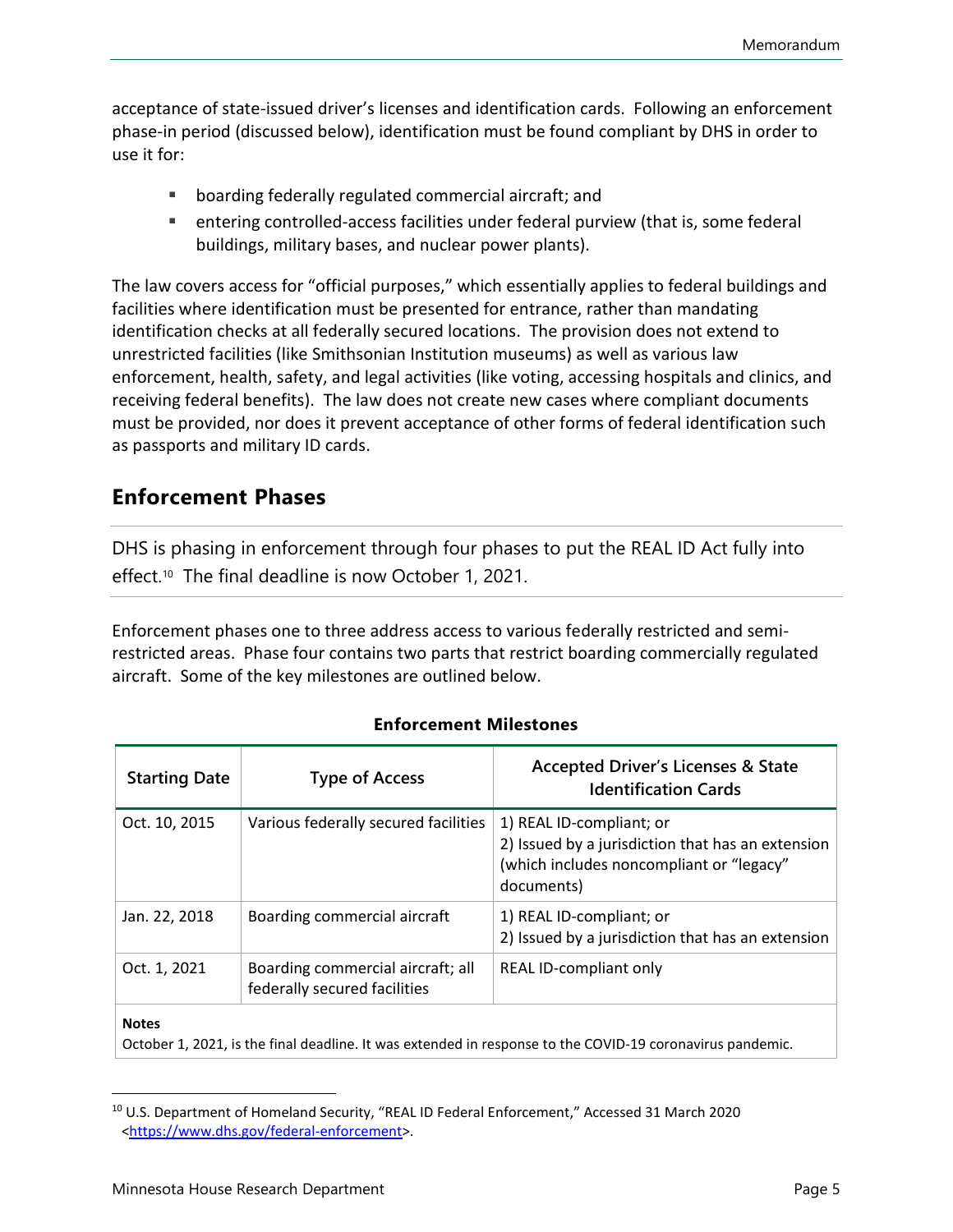acceptance of state-issued driver's licenses and identification cards. Following an enforcement phase-in period (discussed below), identification must be found compliant by DHS in order to use it for:

- boarding federally regulated commercial aircraft; and
- entering controlled-access facilities under federal purview (that is, some federal buildings, military bases, and nuclear power plants).

The law covers access for "official purposes," which essentially applies to federal buildings and facilities where identification must be presented for entrance, rather than mandating identification checks at all federally secured locations. The provision does not extend to unrestricted facilities (like Smithsonian Institution museums) as well as various law enforcement, health, safety, and legal activities (like voting, accessing hospitals and clinics, and receiving federal benefits). The law does not create new cases where compliant documents must be provided, nor does it prevent acceptance of other forms of federal identification such as passports and military ID cards.

## Enforcement Phases

DHS is phasing in enforcement through four phases to put the REAL ID Act fully into effect.[10] The final deadline is now October 1, 2021.

Enforcement phases one to three address access to various federally restricted and semi-restricted areas. Phase four contains two parts that restrict boarding commercially regulated aircraft. Some of the key milestones are outlined below.

**Enforcement Milestones**

| Starting Date | Type of Access | Accepted Driver's Licenses & State Identification Cards |
|---|---|---|
| Oct. 10, 2015 | Various federally secured facilities | 1) REAL ID-compliant; or<br>2) Issued by a jurisdiction that has an extension (which includes noncompliant or "legacy" documents) |
| Jan. 22, 2018 | Boarding commercial aircraft | 1) REAL ID-compliant; or<br>2) Issued by a jurisdiction that has an extension |
| Oct. 1, 2021 | Boarding commercial aircraft; all federally secured facilities | REAL ID-compliant only |

**Notes**

October 1, 2021, is the final deadline. It was extended in response to the COVID-19 coronavirus pandemic.

[10] U.S. Department of Homeland Security, "REAL ID Federal Enforcement," Accessed 31 March 2020 <https://www.dhs.gov/federal-enforcement>.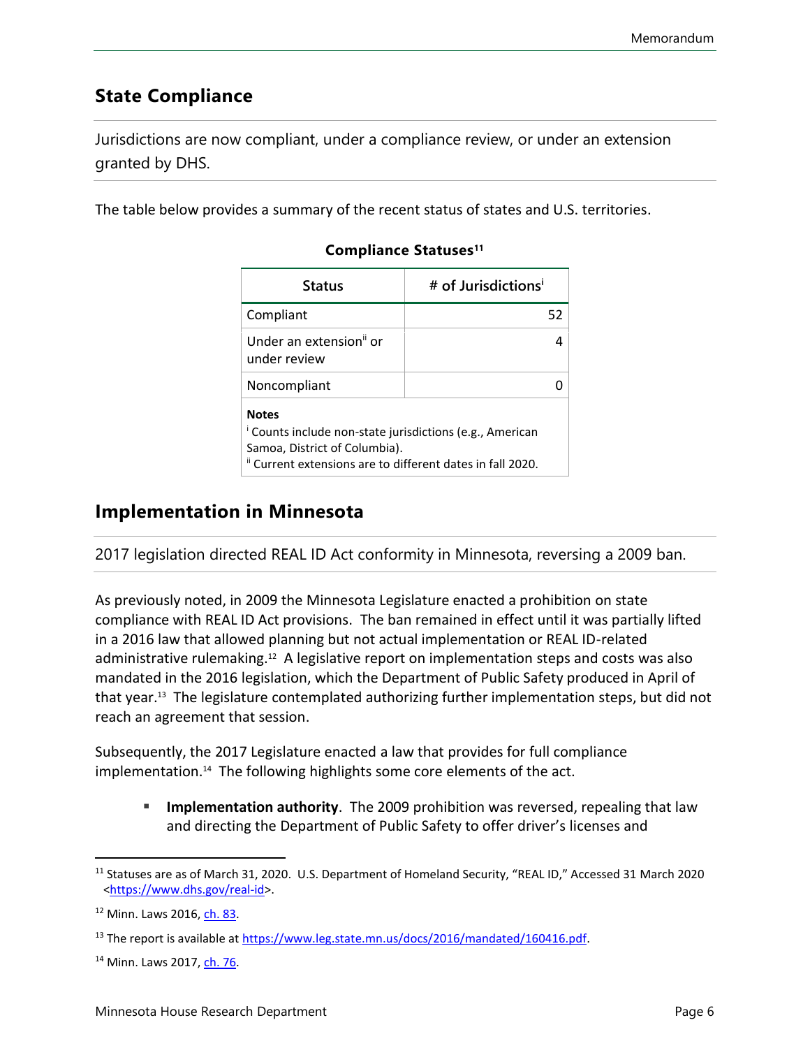## State Compliance

Jurisdictions are now compliant, under a compliance review, or under an extension granted by DHS.

The table below provides a summary of the recent status of states and U.S. territories.

**Compliance Statuses**[11]

| Status | # of Jurisdictions[i] |
|---|---|
| Compliant | 52 |
| Under an extension[ii] or under review | 4 |
| Noncompliant | 0 |

**Notes**
[i] Counts include non-state jurisdictions (e.g., American Samoa, District of Columbia).
[ii] Current extensions are to different dates in fall 2020.

## Implementation in Minnesota

2017 legislation directed REAL ID Act conformity in Minnesota, reversing a 2009 ban.

As previously noted, in 2009 the Minnesota Legislature enacted a prohibition on state compliance with REAL ID Act provisions. The ban remained in effect until it was partially lifted in a 2016 law that allowed planning but not actual implementation or REAL ID-related administrative rulemaking.[12] A legislative report on implementation steps and costs was also mandated in the 2016 legislation, which the Department of Public Safety produced in April of that year.[13] The legislature contemplated authorizing further implementation steps, but did not reach an agreement that session.

Subsequently, the 2017 Legislature enacted a law that provides for full compliance implementation.[14] The following highlights some core elements of the act.

- **Implementation authority**. The 2009 prohibition was reversed, repealing that law and directing the Department of Public Safety to offer driver's licenses and

[11] Statuses are as of March 31, 2020. U.S. Department of Homeland Security, "REAL ID," Accessed 31 March 2020 <https://www.dhs.gov/real-id>.

[12] Minn. Laws 2016, ch. 83.

[13] The report is available at https://www.leg.state.mn.us/docs/2016/mandated/160416.pdf.

[14] Minn. Laws 2017, ch. 76.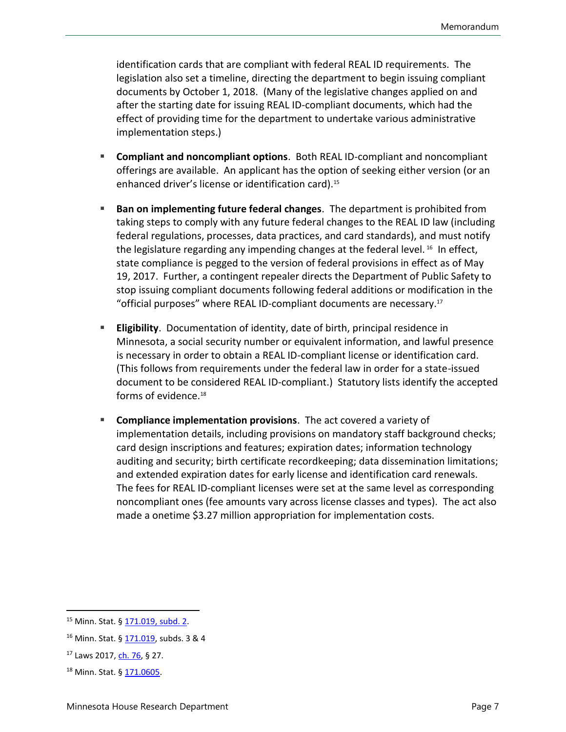identification cards that are compliant with federal REAL ID requirements. The legislation also set a timeline, directing the department to begin issuing compliant documents by October 1, 2018. (Many of the legislative changes applied on and after the starting date for issuing REAL ID-compliant documents, which had the effect of providing time for the department to undertake various administrative implementation steps.)

- **Compliant and noncompliant options**. Both REAL ID-compliant and noncompliant offerings are available. An applicant has the option of seeking either version (or an enhanced driver's license or identification card).[15]

- **Ban on implementing future federal changes**. The department is prohibited from taking steps to comply with any future federal changes to the REAL ID law (including federal regulations, processes, data practices, and card standards), and must notify the legislature regarding any impending changes at the federal level.[16] In effect, state compliance is pegged to the version of federal provisions in effect as of May 19, 2017. Further, a contingent repealer directs the Department of Public Safety to stop issuing compliant documents following federal additions or modification in the "official purposes" where REAL ID-compliant documents are necessary.[17]

- **Eligibility**. Documentation of identity, date of birth, principal residence in Minnesota, a social security number or equivalent information, and lawful presence is necessary in order to obtain a REAL ID-compliant license or identification card. (This follows from requirements under the federal law in order for a state-issued document to be considered REAL ID-compliant.) Statutory lists identify the accepted forms of evidence.[18]

- **Compliance implementation provisions**. The act covered a variety of implementation details, including provisions on mandatory staff background checks; card design inscriptions and features; expiration dates; information technology auditing and security; birth certificate recordkeeping; data dissemination limitations; and extended expiration dates for early license and identification card renewals. The fees for REAL ID-compliant licenses were set at the same level as corresponding noncompliant ones (fee amounts vary across license classes and types). The act also made a onetime $3.27 million appropriation for implementation costs.

---

[15] Minn. Stat. § 171.019, subd. 2.

[16] Minn. Stat. § 171.019, subds. 3 & 4

[17] Laws 2017, ch. 76, § 27.

[18] Minn. Stat. § 171.0605.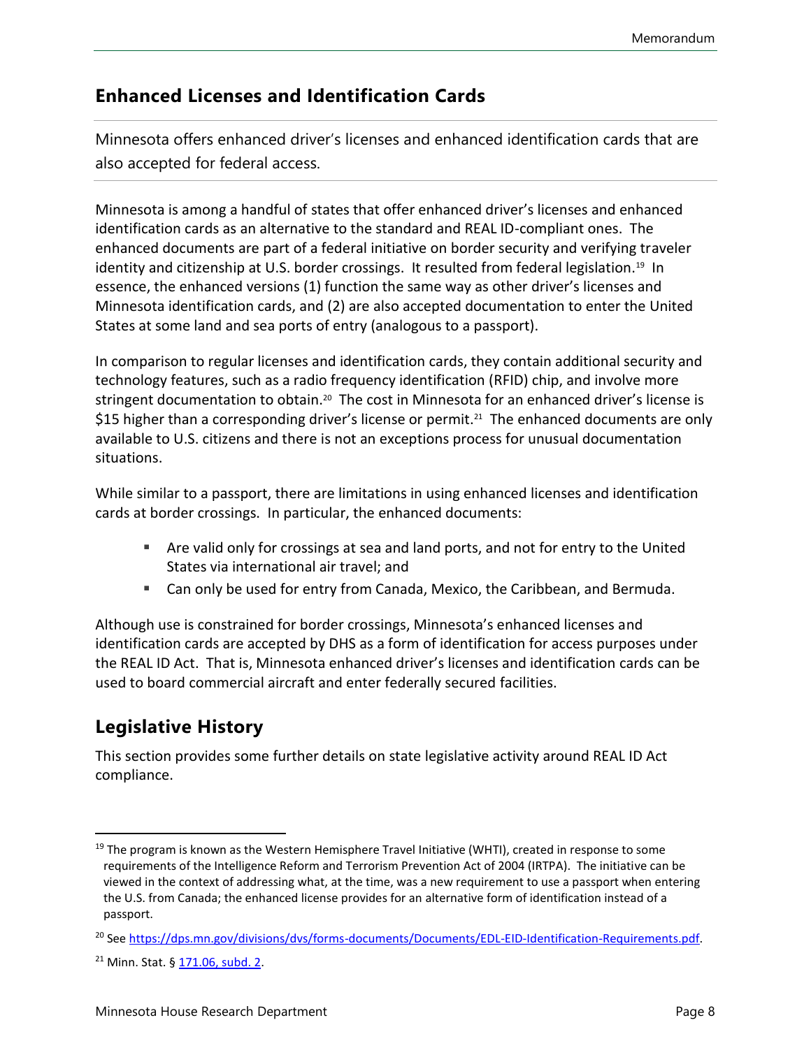## Enhanced Licenses and Identification Cards

Minnesota offers enhanced driver's licenses and enhanced identification cards that are also accepted for federal access.

Minnesota is among a handful of states that offer enhanced driver's licenses and enhanced identification cards as an alternative to the standard and REAL ID-compliant ones. The enhanced documents are part of a federal initiative on border security and verifying traveler identity and citizenship at U.S. border crossings. It resulted from federal legislation.[19] In essence, the enhanced versions (1) function the same way as other driver's licenses and Minnesota identification cards, and (2) are also accepted documentation to enter the United States at some land and sea ports of entry (analogous to a passport).

In comparison to regular licenses and identification cards, they contain additional security and technology features, such as a radio frequency identification (RFID) chip, and involve more stringent documentation to obtain.[20] The cost in Minnesota for an enhanced driver's license is $15 higher than a corresponding driver's license or permit.[21] The enhanced documents are only available to U.S. citizens and there is not an exceptions process for unusual documentation situations.

While similar to a passport, there are limitations in using enhanced licenses and identification cards at border crossings. In particular, the enhanced documents:

- Are valid only for crossings at sea and land ports, and not for entry to the United States via international air travel; and
- Can only be used for entry from Canada, Mexico, the Caribbean, and Bermuda.

Although use is constrained for border crossings, Minnesota's enhanced licenses and identification cards are accepted by DHS as a form of identification for access purposes under the REAL ID Act. That is, Minnesota enhanced driver's licenses and identification cards can be used to board commercial aircraft and enter federally secured facilities.

## Legislative History

This section provides some further details on state legislative activity around REAL ID Act compliance.

---

[19] The program is known as the Western Hemisphere Travel Initiative (WHTI), created in response to some requirements of the Intelligence Reform and Terrorism Prevention Act of 2004 (IRTPA). The initiative can be viewed in the context of addressing what, at the time, was a new requirement to use a passport when entering the U.S. from Canada; the enhanced license provides for an alternative form of identification instead of a passport.

[20] See https://dps.mn.gov/divisions/dvs/forms-documents/Documents/EDL-EID-Identification-Requirements.pdf.

[21] Minn. Stat. § 171.06, subd. 2.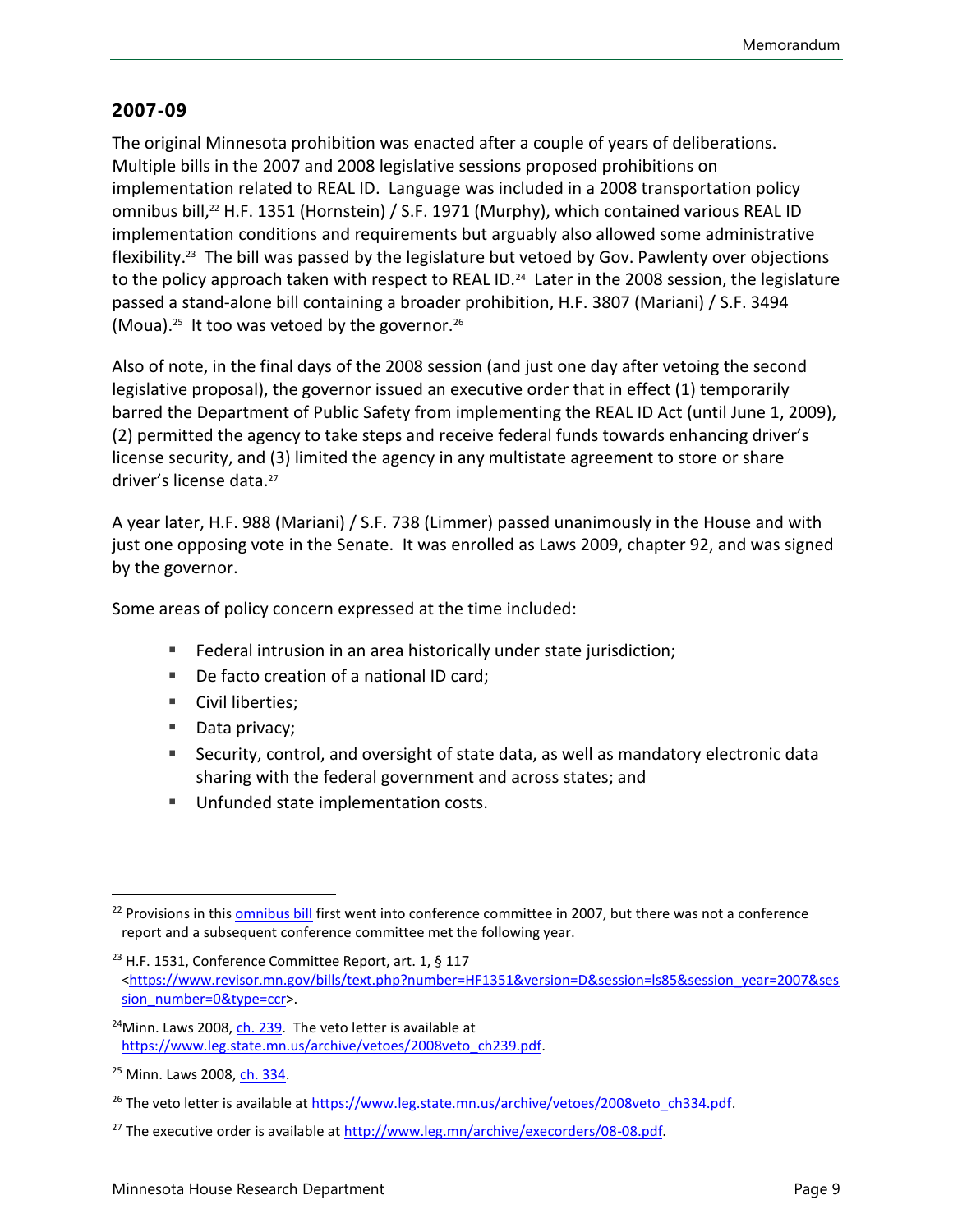## 2007-09

The original Minnesota prohibition was enacted after a couple of years of deliberations. Multiple bills in the 2007 and 2008 legislative sessions proposed prohibitions on implementation related to REAL ID. Language was included in a 2008 transportation policy omnibus bill,[22] H.F. 1351 (Hornstein) / S.F. 1971 (Murphy), which contained various REAL ID implementation conditions and requirements but arguably also allowed some administrative flexibility.[23] The bill was passed by the legislature but vetoed by Gov. Pawlenty over objections to the policy approach taken with respect to REAL ID.[24] Later in the 2008 session, the legislature passed a stand-alone bill containing a broader prohibition, H.F. 3807 (Mariani) / S.F. 3494 (Moua).[25] It too was vetoed by the governor.[26]

Also of note, in the final days of the 2008 session (and just one day after vetoing the second legislative proposal), the governor issued an executive order that in effect (1) temporarily barred the Department of Public Safety from implementing the REAL ID Act (until June 1, 2009), (2) permitted the agency to take steps and receive federal funds towards enhancing driver's license security, and (3) limited the agency in any multistate agreement to store or share driver's license data.[27]

A year later, H.F. 988 (Mariani) / S.F. 738 (Limmer) passed unanimously in the House and with just one opposing vote in the Senate. It was enrolled as Laws 2009, chapter 92, and was signed by the governor.

Some areas of policy concern expressed at the time included:

- Federal intrusion in an area historically under state jurisdiction;
- De facto creation of a national ID card;
- Civil liberties;
- Data privacy;
- Security, control, and oversight of state data, as well as mandatory electronic data sharing with the federal government and across states; and
- Unfunded state implementation costs.

---

[22] Provisions in this omnibus bill first went into conference committee in 2007, but there was not a conference report and a subsequent conference committee met the following year.

[23] H.F. 1531, Conference Committee Report, art. 1, § 117 <https://www.revisor.mn.gov/bills/text.php?number=HF1351&version=D&session=ls85&session_year=2007&session_number=0&type=ccr>.

[24] Minn. Laws 2008, ch. 239. The veto letter is available at https://www.leg.state.mn.us/archive/vetoes/2008veto_ch239.pdf.

[25] Minn. Laws 2008, ch. 334.

[26] The veto letter is available at https://www.leg.state.mn.us/archive/vetoes/2008veto_ch334.pdf.

[27] The executive order is available at http://www.leg.mn/archive/execorders/08-08.pdf.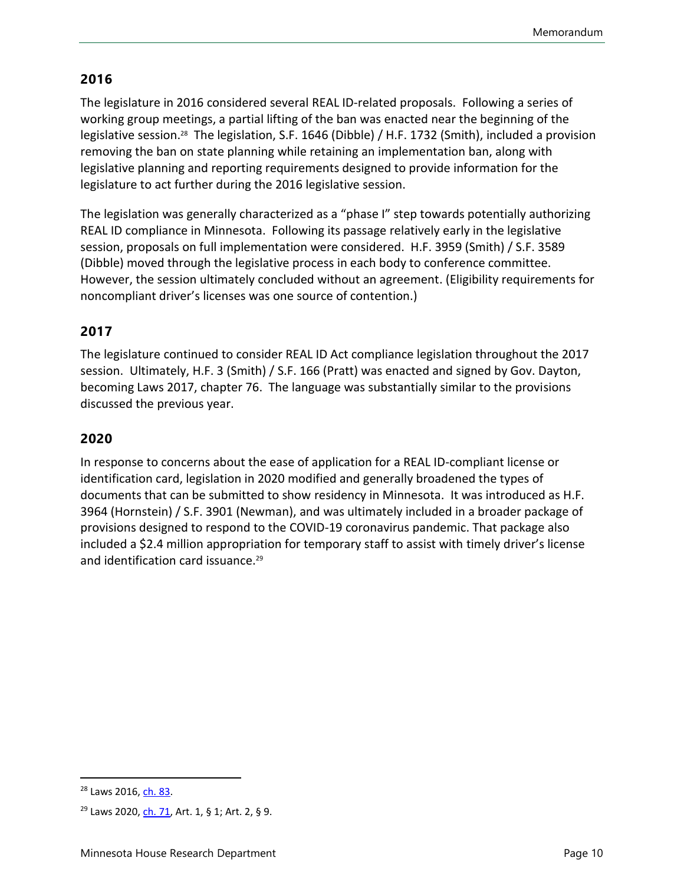## 2016

The legislature in 2016 considered several REAL ID-related proposals. Following a series of working group meetings, a partial lifting of the ban was enacted near the beginning of the legislative session.[28] The legislation, S.F. 1646 (Dibble) / H.F. 1732 (Smith), included a provision removing the ban on state planning while retaining an implementation ban, along with legislative planning and reporting requirements designed to provide information for the legislature to act further during the 2016 legislative session.

The legislation was generally characterized as a "phase I" step towards potentially authorizing REAL ID compliance in Minnesota. Following its passage relatively early in the legislative session, proposals on full implementation were considered. H.F. 3959 (Smith) / S.F. 3589 (Dibble) moved through the legislative process in each body to conference committee. However, the session ultimately concluded without an agreement. (Eligibility requirements for noncompliant driver's licenses was one source of contention.)

## 2017

The legislature continued to consider REAL ID Act compliance legislation throughout the 2017 session. Ultimately, H.F. 3 (Smith) / S.F. 166 (Pratt) was enacted and signed by Gov. Dayton, becoming Laws 2017, chapter 76. The language was substantially similar to the provisions discussed the previous year.

## 2020

In response to concerns about the ease of application for a REAL ID-compliant license or identification card, legislation in 2020 modified and generally broadened the types of documents that can be submitted to show residency in Minnesota. It was introduced as H.F. 3964 (Hornstein) / S.F. 3901 (Newman), and was ultimately included in a broader package of provisions designed to respond to the COVID-19 coronavirus pandemic. That package also included a $2.4 million appropriation for temporary staff to assist with timely driver's license and identification card issuance.[29]

---

[28] Laws 2016, ch. 83.

[29] Laws 2020, ch. 71, Art. 1, § 1; Art. 2, § 9.